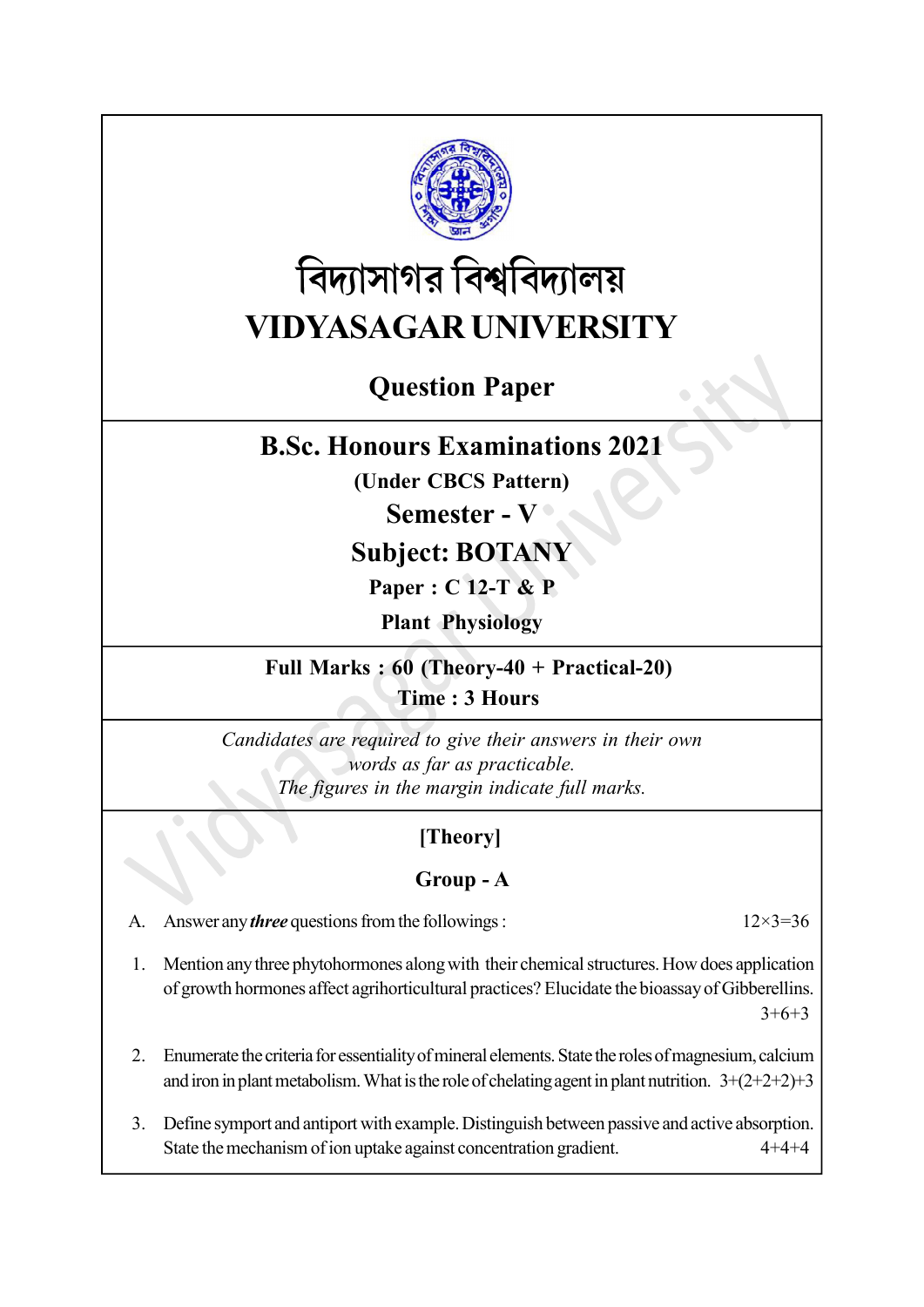# বিদ্যাসাগর বিশ্ববিদ্যালয়

# VIDYASAGAR UNIVERSITY

## Question Paper

## B.Sc. Honours Examinations 2021

**(Under CBCS Pattern)**

**Semester - V**

**Subject: BOTANY**

**Paper : C 12-T & P**

**Plant Physiology**

**Full Marks : 60 (Theory-40 + Practical-20)**

**Time : 3 Hours**

*Candidates are required to give their answers in their own words as far as practicable.*

*The figures in the margin indicate full marks.*

### [Theory]

### Group - A

A. Answer any ***three*** questions from the followings : $12\times3=36$

1. Mention any three phytohormones along with their chemical structures. How does application of growth hormones affect agrihorticultural practices? Elucidate the bioassay of Gibberellins. 3+6+3

2. Enumerate the criteria for essentiality of mineral elements. State the roles of magnesium, calcium and iron in plant metabolism. What is the role of chelating agent in plant nutrition. 3+(2+2+2)+3

3. Define symport and antiport with example. Distinguish between passive and active absorption. State the mechanism of ion uptake against concentration gradient. 4+4+4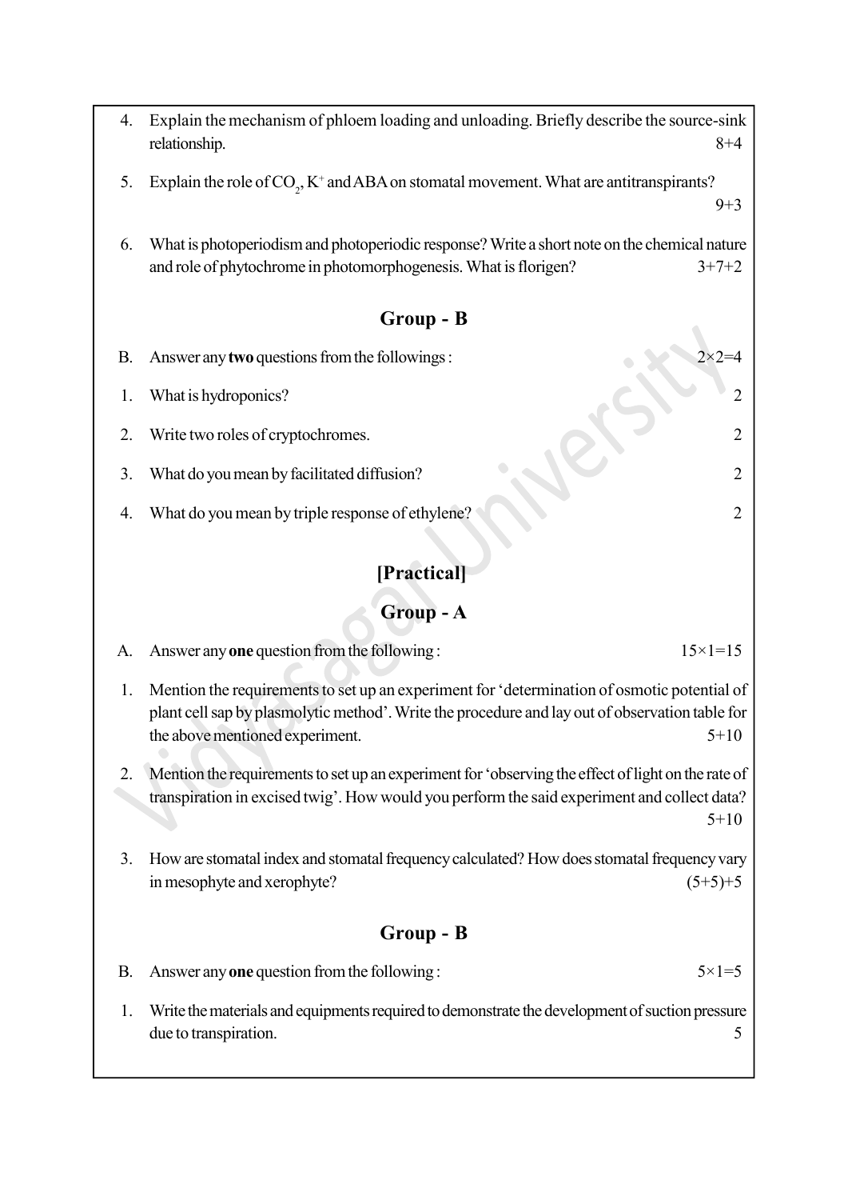4. Explain the mechanism of phloem loading and unloading. Briefly describe the source-sink relationship. 8+4

5. Explain the role of $CO_2$, $K^+$ and ABA on stomatal movement. What are antitranspirants? 9+3

6. What is photoperiodism and photoperiodic response? Write a short note on the chemical nature and role of phytochrome in photomorphogenesis. What is florigen? 3+7+2

## Group - B

B. Answer any **two** questions from the followings : $2\times2=4$

1. What is hydroponics? 2

2. Write two roles of cryptochromes. 2

3. What do you mean by facilitated diffusion? 2

4. What do you mean by triple response of ethylene? 2

## [Practical]

## Group - A

A. Answer any **one** question from the following : $15\times1=15$

1. Mention the requirements to set up an experiment for 'determination of osmotic potential of plant cell sap by plasmolytic method'. Write the procedure and lay out of observation table for the above mentioned experiment. 5+10

2. Mention the requirements to set up an experiment for 'observing the effect of light on the rate of transpiration in excised twig'. How would you perform the said experiment and collect data? 5+10

3. How are stomatal index and stomatal frequency calculated? How does stomatal frequency vary in mesophyte and xerophyte? (5+5)+5

## Group - B

B. Answer any **one** question from the following : $5\times1=5$

1. Write the materials and equipments required to demonstrate the development of suction pressure due to transpiration. 5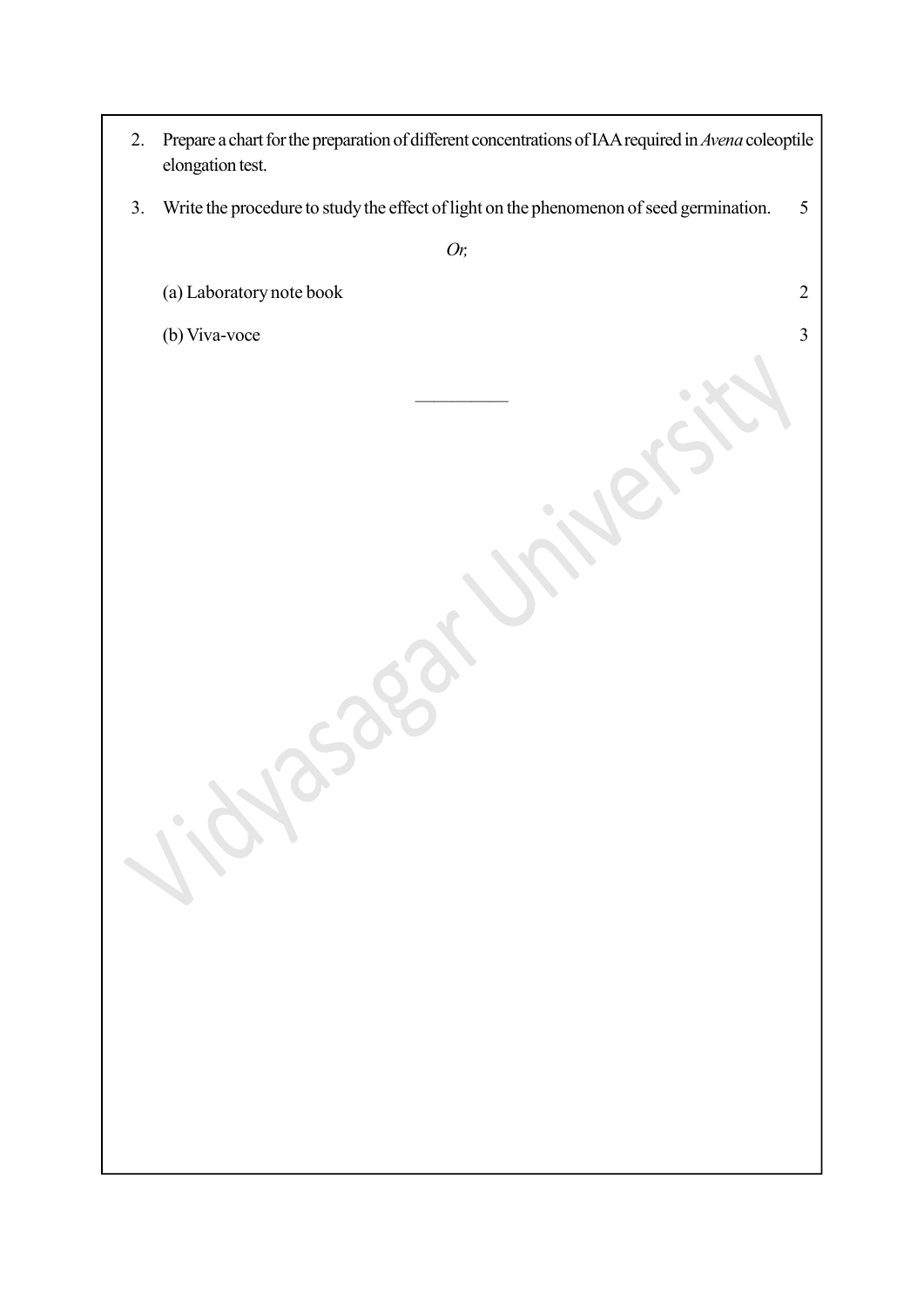2. Prepare a chart for the preparation of different concentrations of IAA required in *Avena* coleoptile elongation test.

3. Write the procedure to study the effect of light on the phenomenon of seed germination. 5

*Or,*

(a) Laboratory note book 2

(b) Viva-voce 3

———————